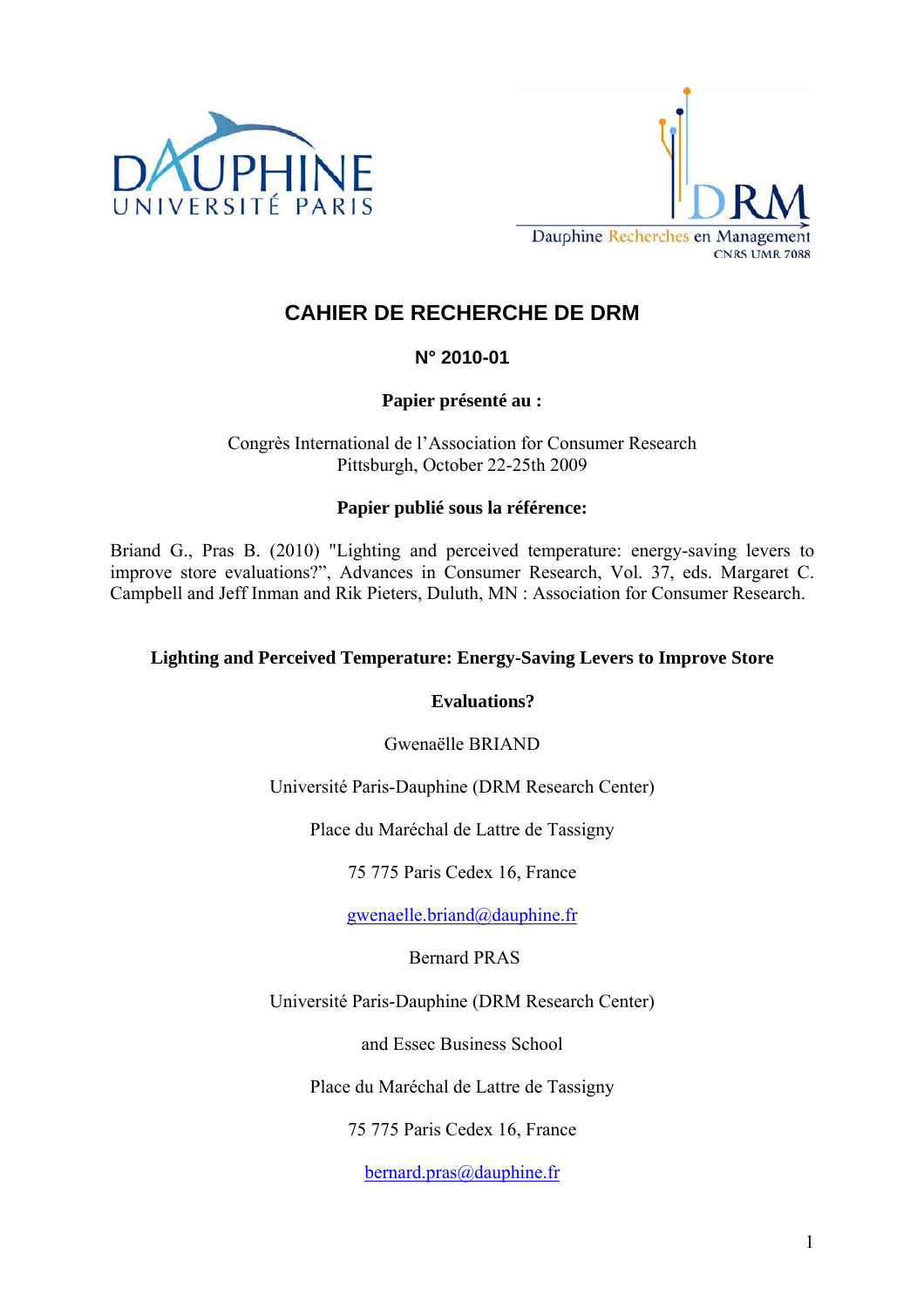# CAHIER DE RECHERCHE DE DRM

**N° 2010-01**

**Papier présenté au :**

Congrès International de l'Association for Consumer Research
Pittsburgh, October 22-25th 2009

**Papier publié sous la référence:**

Briand G., Pras B. (2010) "Lighting and perceived temperature: energy-saving levers to improve store evaluations?", Advances in Consumer Research, Vol. 37, eds. Margaret C. Campbell and Jeff Inman and Rik Pieters, Duluth, MN : Association for Consumer Research.

## Lighting and Perceived Temperature: Energy-Saving Levers to Improve Store Evaluations?

Gwenaëlle BRIAND

Université Paris-Dauphine (DRM Research Center)

Place du Maréchal de Lattre de Tassigny

75 775 Paris Cedex 16, France

gwenaelle.briand@dauphine.fr

Bernard PRAS

Université Paris-Dauphine (DRM Research Center)

and Essec Business School

Place du Maréchal de Lattre de Tassigny

75 775 Paris Cedex 16, France

bernard.pras@dauphine.fr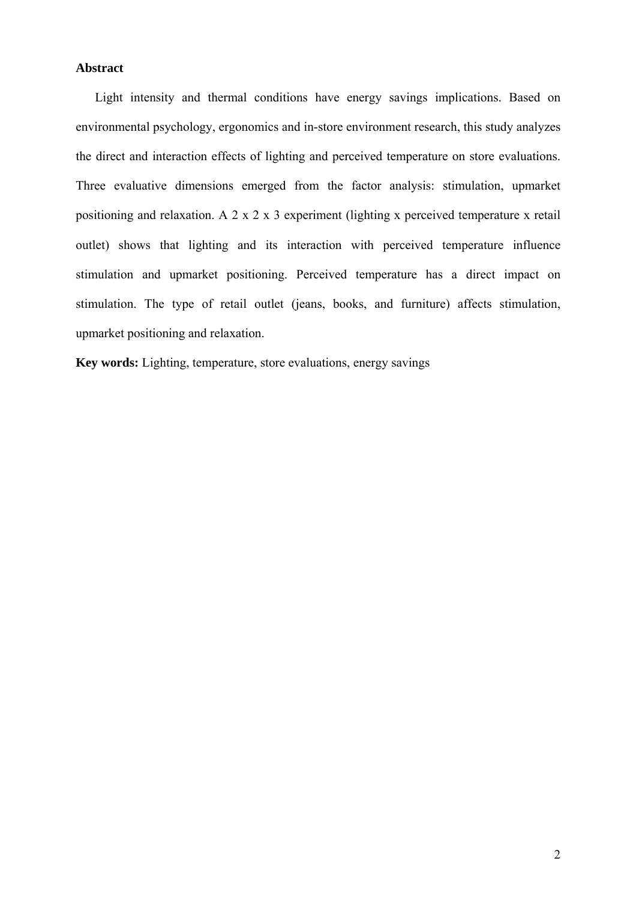## Abstract

Light intensity and thermal conditions have energy savings implications. Based on environmental psychology, ergonomics and in-store environment research, this study analyzes the direct and interaction effects of lighting and perceived temperature on store evaluations. Three evaluative dimensions emerged from the factor analysis: stimulation, upmarket positioning and relaxation. A 2 x 2 x 3 experiment (lighting x perceived temperature x retail outlet) shows that lighting and its interaction with perceived temperature influence stimulation and upmarket positioning. Perceived temperature has a direct impact on stimulation. The type of retail outlet (jeans, books, and furniture) affects stimulation, upmarket positioning and relaxation.

**Key words:** Lighting, temperature, store evaluations, energy savings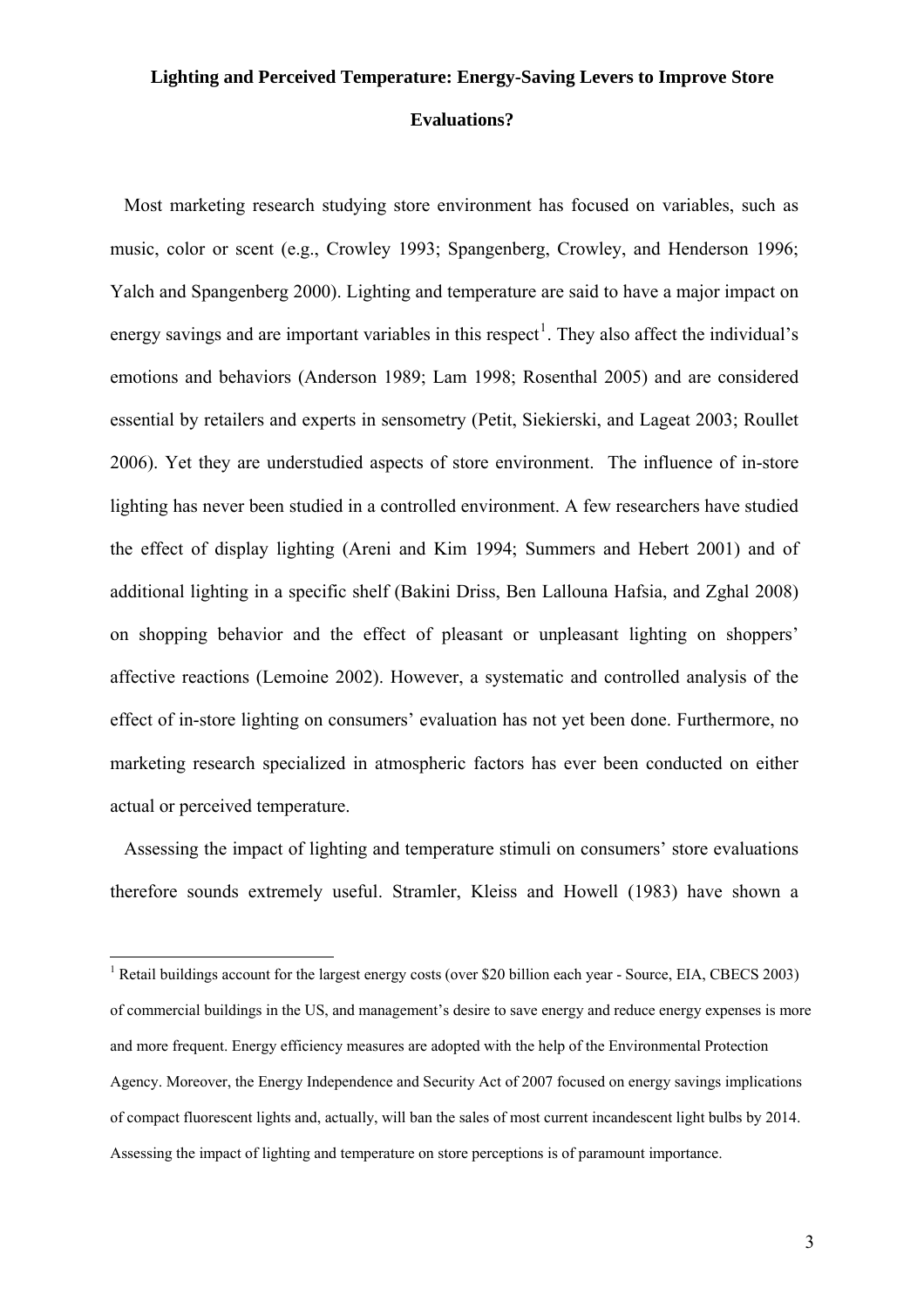**Lighting and Perceived Temperature: Energy-Saving Levers to Improve Store Evaluations?**

Most marketing research studying store environment has focused on variables, such as music, color or scent (e.g., Crowley 1993; Spangenberg, Crowley, and Henderson 1996; Yalch and Spangenberg 2000). Lighting and temperature are said to have a major impact on energy savings and are important variables in this respect[1]. They also affect the individual's emotions and behaviors (Anderson 1989; Lam 1998; Rosenthal 2005) and are considered essential by retailers and experts in sensometry (Petit, Siekierski, and Lageat 2003; Roullet 2006). Yet they are understudied aspects of store environment. The influence of in-store lighting has never been studied in a controlled environment. A few researchers have studied the effect of display lighting (Areni and Kim 1994; Summers and Hebert 2001) and of additional lighting in a specific shelf (Bakini Driss, Ben Lallouna Hafsia, and Zghal 2008) on shopping behavior and the effect of pleasant or unpleasant lighting on shoppers' affective reactions (Lemoine 2002). However, a systematic and controlled analysis of the effect of in-store lighting on consumers' evaluation has not yet been done. Furthermore, no marketing research specialized in atmospheric factors has ever been conducted on either actual or perceived temperature.

Assessing the impact of lighting and temperature stimuli on consumers' store evaluations therefore sounds extremely useful. Stramler, Kleiss and Howell (1983) have shown a

[1] Retail buildings account for the largest energy costs (over $20 billion each year - Source, EIA, CBECS 2003) of commercial buildings in the US, and management's desire to save energy and reduce energy expenses is more and more frequent. Energy efficiency measures are adopted with the help of the Environmental Protection Agency. Moreover, the Energy Independence and Security Act of 2007 focused on energy savings implications of compact fluorescent lights and, actually, will ban the sales of most current incandescent light bulbs by 2014. Assessing the impact of lighting and temperature on store perceptions is of paramount importance.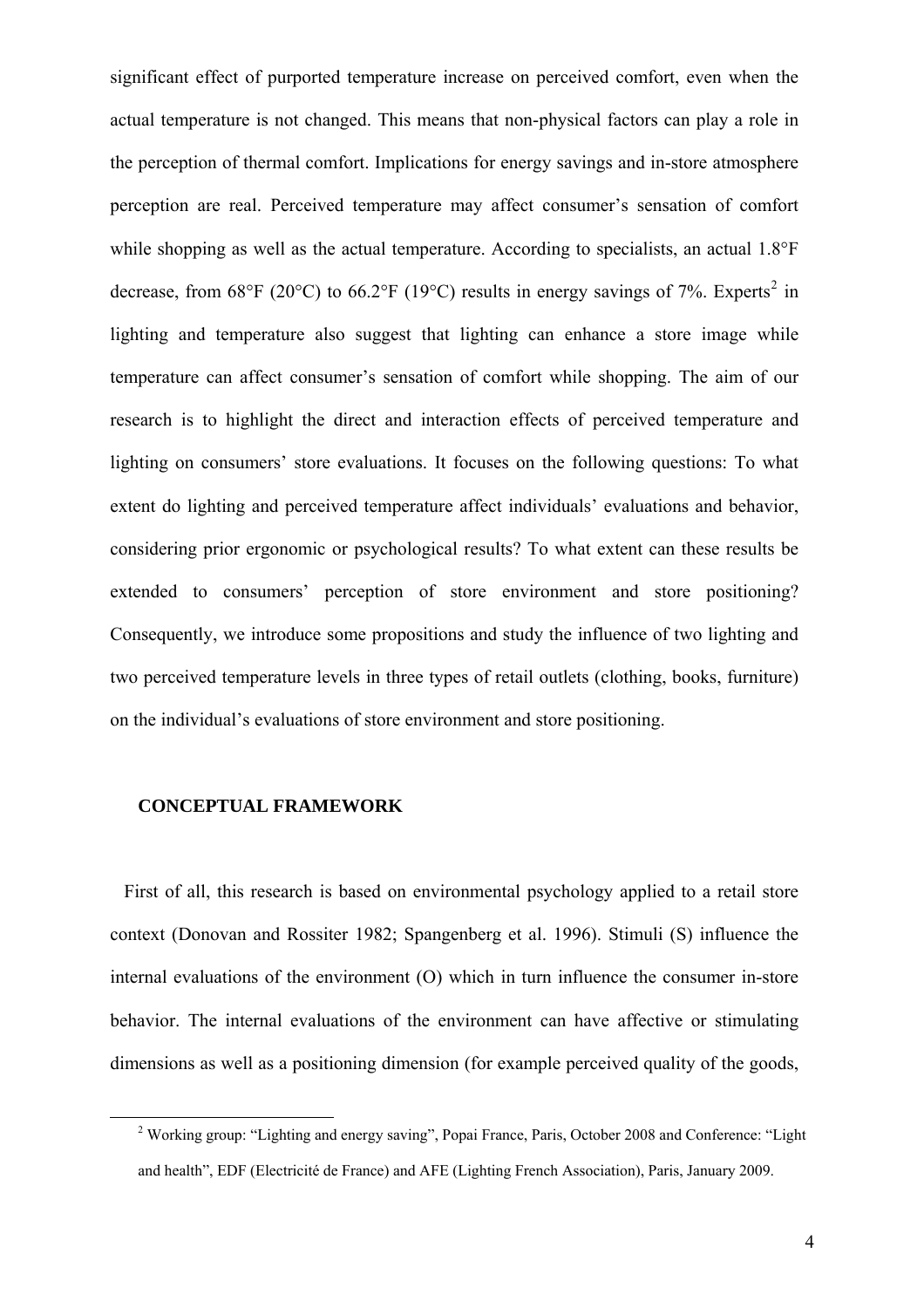significant effect of purported temperature increase on perceived comfort, even when the actual temperature is not changed. This means that non-physical factors can play a role in the perception of thermal comfort. Implications for energy savings and in-store atmosphere perception are real. Perceived temperature may affect consumer's sensation of comfort while shopping as well as the actual temperature. According to specialists, an actual 1.8°F decrease, from 68°F (20°C) to 66.2°F (19°C) results in energy savings of 7%. Experts[2] in lighting and temperature also suggest that lighting can enhance a store image while temperature can affect consumer's sensation of comfort while shopping. The aim of our research is to highlight the direct and interaction effects of perceived temperature and lighting on consumers' store evaluations. It focuses on the following questions: To what extent do lighting and perceived temperature affect individuals' evaluations and behavior, considering prior ergonomic or psychological results? To what extent can these results be extended to consumers' perception of store environment and store positioning? Consequently, we introduce some propositions and study the influence of two lighting and two perceived temperature levels in three types of retail outlets (clothing, books, furniture) on the individual's evaluations of store environment and store positioning.

## CONCEPTUAL FRAMEWORK

First of all, this research is based on environmental psychology applied to a retail store context (Donovan and Rossiter 1982; Spangenberg et al. 1996). Stimuli (S) influence the internal evaluations of the environment (O) which in turn influence the consumer in-store behavior. The internal evaluations of the environment can have affective or stimulating dimensions as well as a positioning dimension (for example perceived quality of the goods,

[2] Working group: "Lighting and energy saving", Popai France, Paris, October 2008 and Conference: "Light and health", EDF (Electricité de France) and AFE (Lighting French Association), Paris, January 2009.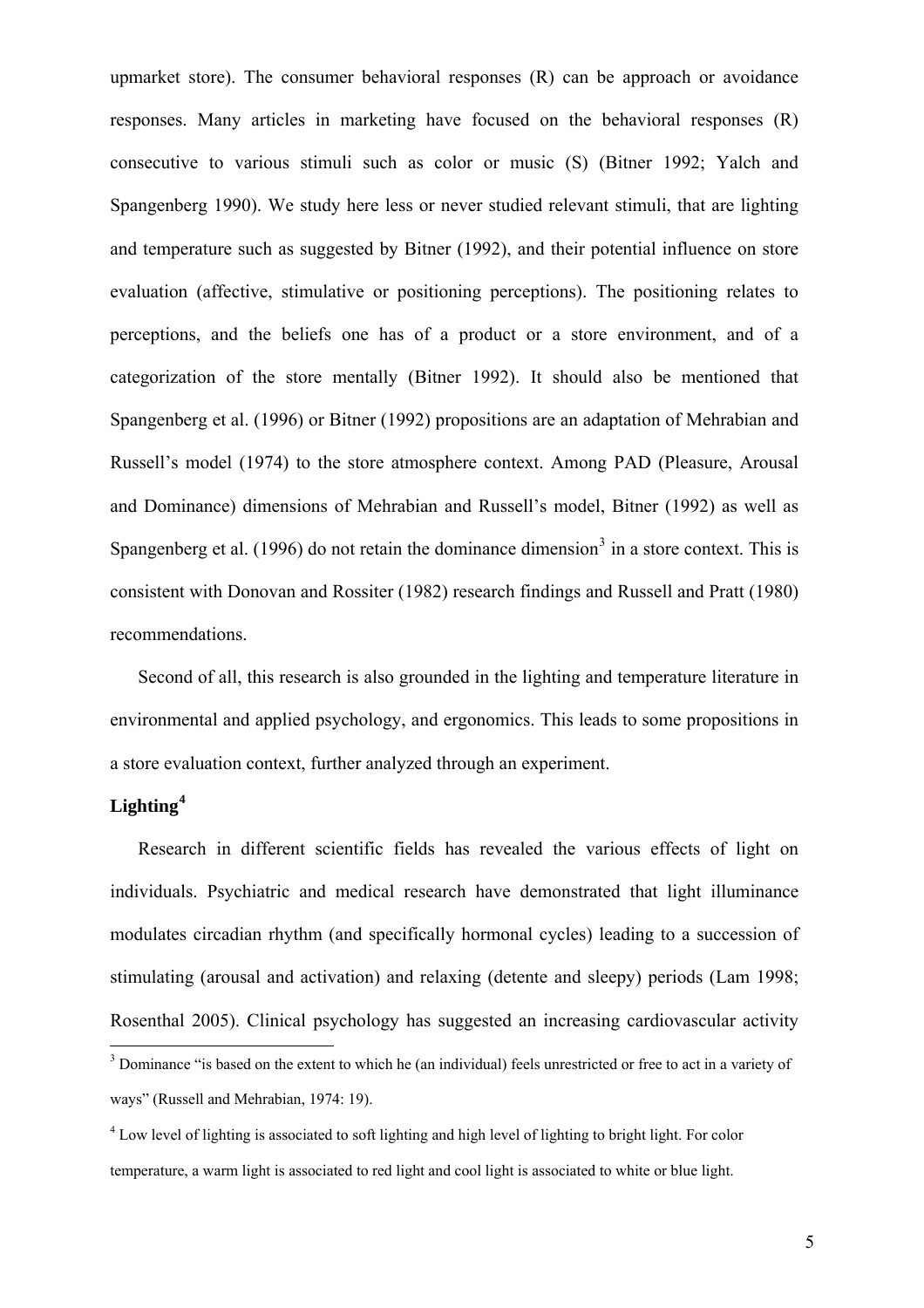upmarket store). The consumer behavioral responses (R) can be approach or avoidance responses. Many articles in marketing have focused on the behavioral responses (R) consecutive to various stimuli such as color or music (S) (Bitner 1992; Yalch and Spangenberg 1990). We study here less or never studied relevant stimuli, that are lighting and temperature such as suggested by Bitner (1992), and their potential influence on store evaluation (affective, stimulative or positioning perceptions). The positioning relates to perceptions, and the beliefs one has of a product or a store environment, and of a categorization of the store mentally (Bitner 1992). It should also be mentioned that Spangenberg et al. (1996) or Bitner (1992) propositions are an adaptation of Mehrabian and Russell's model (1974) to the store atmosphere context. Among PAD (Pleasure, Arousal and Dominance) dimensions of Mehrabian and Russell's model, Bitner (1992) as well as Spangenberg et al. (1996) do not retain the dominance dimension[3] in a store context. This is consistent with Donovan and Rossiter (1982) research findings and Russell and Pratt (1980) recommendations.

Second of all, this research is also grounded in the lighting and temperature literature in environmental and applied psychology, and ergonomics. This leads to some propositions in a store evaluation context, further analyzed through an experiment.

## Lighting[4]

Research in different scientific fields has revealed the various effects of light on individuals. Psychiatric and medical research have demonstrated that light illuminance modulates circadian rhythm (and specifically hormonal cycles) leading to a succession of stimulating (arousal and activation) and relaxing (detente and sleepy) periods (Lam 1998; Rosenthal 2005). Clinical psychology has suggested an increasing cardiovascular activity

[3] Dominance "is based on the extent to which he (an individual) feels unrestricted or free to act in a variety of ways" (Russell and Mehrabian, 1974: 19).

[4] Low level of lighting is associated to soft lighting and high level of lighting to bright light. For color temperature, a warm light is associated to red light and cool light is associated to white or blue light.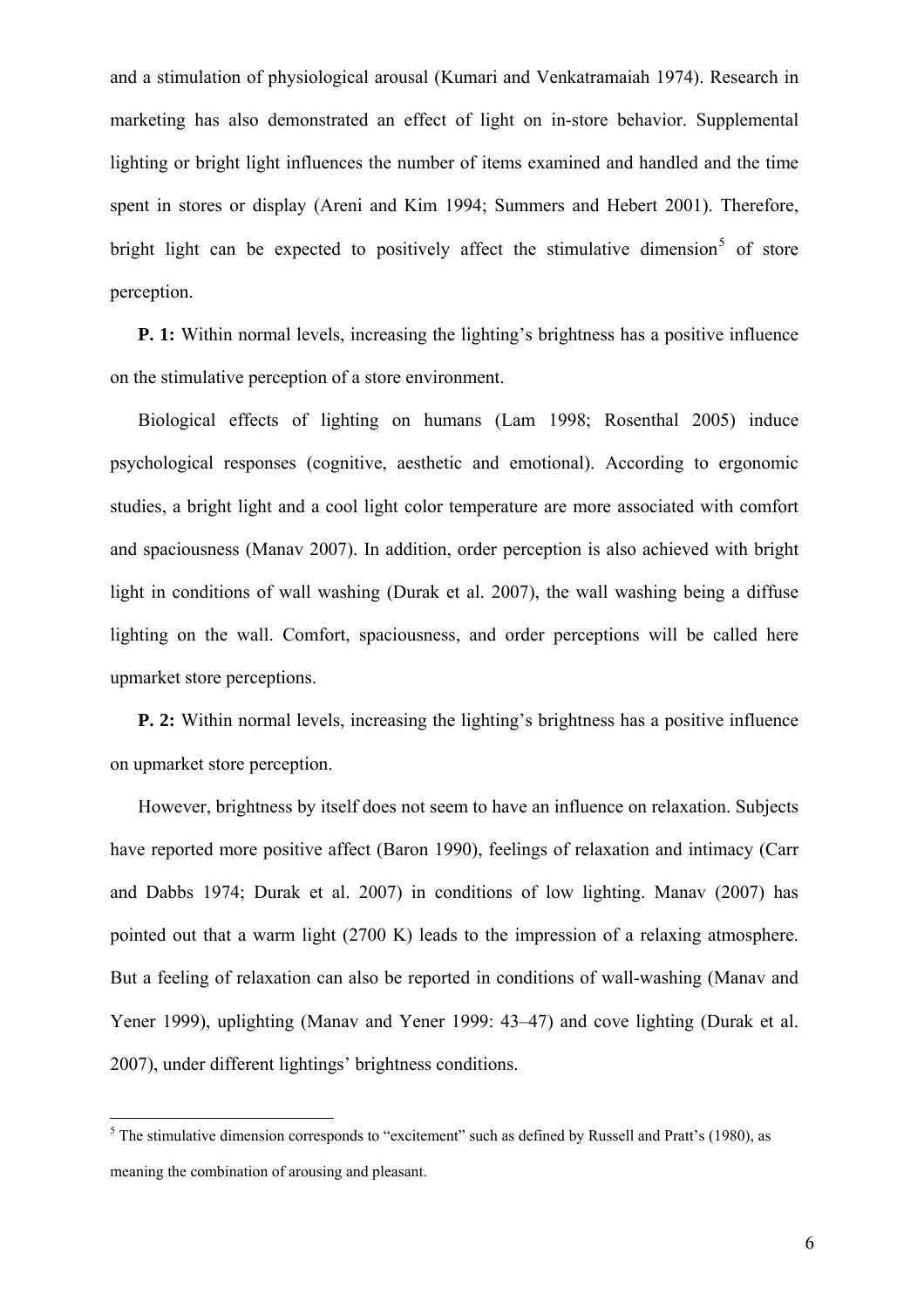and a stimulation of physiological arousal (Kumari and Venkatramaiah 1974). Research in marketing has also demonstrated an effect of light on in-store behavior. Supplemental lighting or bright light influences the number of items examined and handled and the time spent in stores or display (Areni and Kim 1994; Summers and Hebert 2001). Therefore, bright light can be expected to positively affect the stimulative dimension[5] of store perception.

**P. 1:** Within normal levels, increasing the lighting's brightness has a positive influence on the stimulative perception of a store environment.

Biological effects of lighting on humans (Lam 1998; Rosenthal 2005) induce psychological responses (cognitive, aesthetic and emotional). According to ergonomic studies, a bright light and a cool light color temperature are more associated with comfort and spaciousness (Manav 2007). In addition, order perception is also achieved with bright light in conditions of wall washing (Durak et al. 2007), the wall washing being a diffuse lighting on the wall. Comfort, spaciousness, and order perceptions will be called here upmarket store perceptions.

**P. 2:** Within normal levels, increasing the lighting's brightness has a positive influence on upmarket store perception.

However, brightness by itself does not seem to have an influence on relaxation. Subjects have reported more positive affect (Baron 1990), feelings of relaxation and intimacy (Carr and Dabbs 1974; Durak et al. 2007) in conditions of low lighting. Manav (2007) has pointed out that a warm light (2700 K) leads to the impression of a relaxing atmosphere. But a feeling of relaxation can also be reported in conditions of wall-washing (Manav and Yener 1999), uplighting (Manav and Yener 1999: 43–47) and cove lighting (Durak et al. 2007), under different lightings' brightness conditions.

[5] The stimulative dimension corresponds to "excitement" such as defined by Russell and Pratt's (1980), as meaning the combination of arousing and pleasant.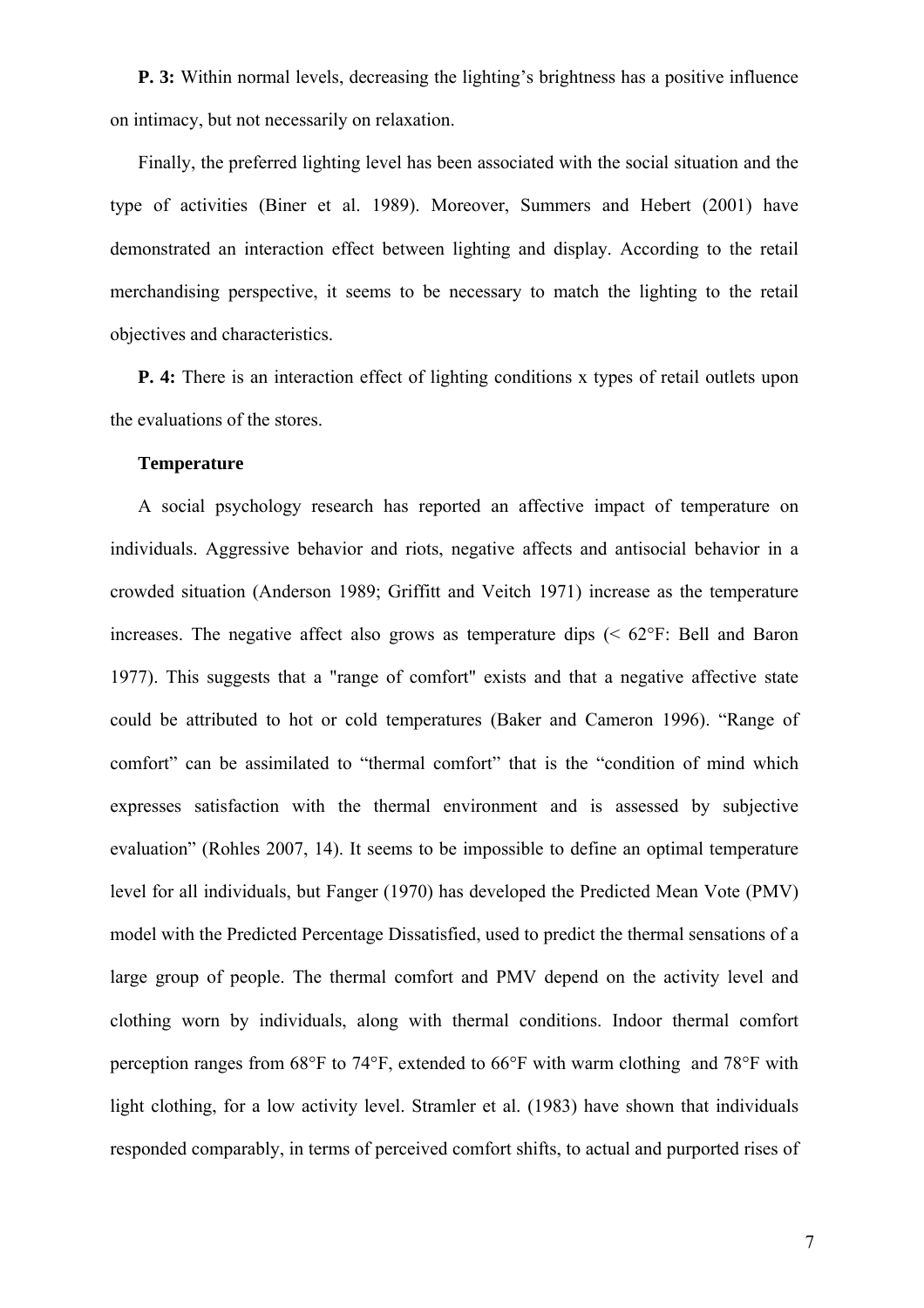**P. 3:** Within normal levels, decreasing the lighting's brightness has a positive influence on intimacy, but not necessarily on relaxation.

Finally, the preferred lighting level has been associated with the social situation and the type of activities (Biner et al. 1989). Moreover, Summers and Hebert (2001) have demonstrated an interaction effect between lighting and display. According to the retail merchandising perspective, it seems to be necessary to match the lighting to the retail objectives and characteristics.

**P. 4:** There is an interaction effect of lighting conditions x types of retail outlets upon the evaluations of the stores.

**Temperature**

A social psychology research has reported an affective impact of temperature on individuals. Aggressive behavior and riots, negative affects and antisocial behavior in a crowded situation (Anderson 1989; Griffitt and Veitch 1971) increase as the temperature increases. The negative affect also grows as temperature dips (< 62°F: Bell and Baron 1977). This suggests that a "range of comfort" exists and that a negative affective state could be attributed to hot or cold temperatures (Baker and Cameron 1996). "Range of comfort" can be assimilated to "thermal comfort" that is the "condition of mind which expresses satisfaction with the thermal environment and is assessed by subjective evaluation" (Rohles 2007, 14). It seems to be impossible to define an optimal temperature level for all individuals, but Fanger (1970) has developed the Predicted Mean Vote (PMV) model with the Predicted Percentage Dissatisfied, used to predict the thermal sensations of a large group of people. The thermal comfort and PMV depend on the activity level and clothing worn by individuals, along with thermal conditions. Indoor thermal comfort perception ranges from 68°F to 74°F, extended to 66°F with warm clothing and 78°F with light clothing, for a low activity level. Stramler et al. (1983) have shown that individuals responded comparably, in terms of perceived comfort shifts, to actual and purported rises of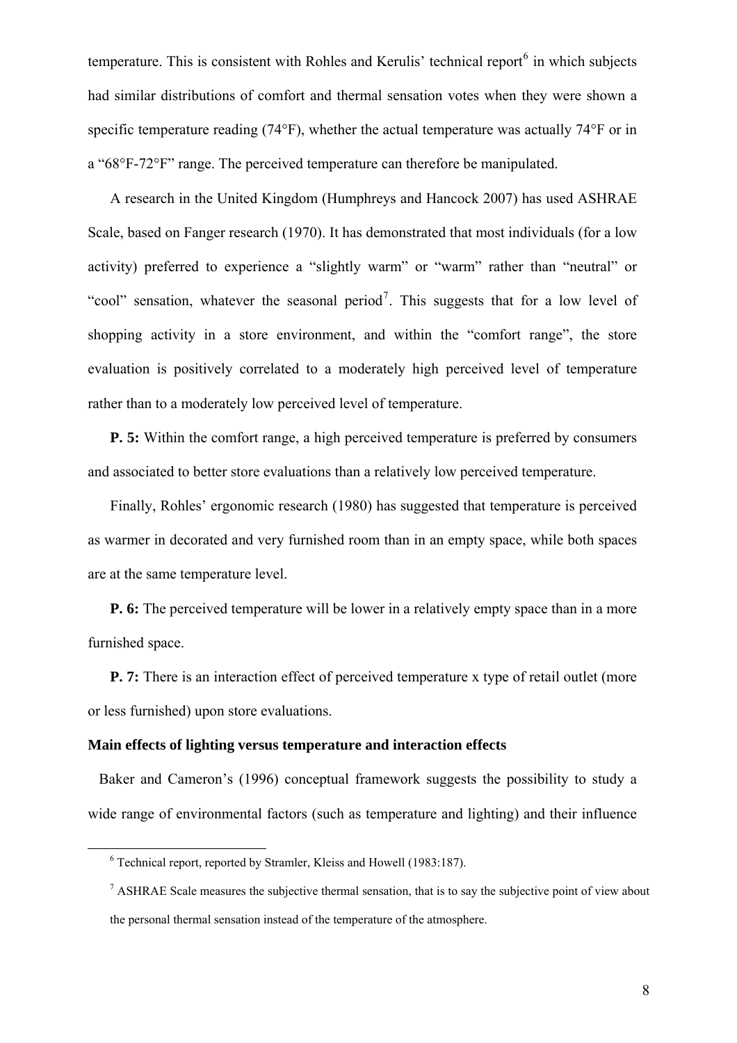temperature. This is consistent with Rohles and Kerulis' technical report[6] in which subjects had similar distributions of comfort and thermal sensation votes when they were shown a specific temperature reading (74°F), whether the actual temperature was actually 74°F or in a "68°F-72°F" range. The perceived temperature can therefore be manipulated.

A research in the United Kingdom (Humphreys and Hancock 2007) has used ASHRAE Scale, based on Fanger research (1970). It has demonstrated that most individuals (for a low activity) preferred to experience a "slightly warm" or "warm" rather than "neutral" or "cool" sensation, whatever the seasonal period[7]. This suggests that for a low level of shopping activity in a store environment, and within the "comfort range", the store evaluation is positively correlated to a moderately high perceived level of temperature rather than to a moderately low perceived level of temperature.

**P. 5:** Within the comfort range, a high perceived temperature is preferred by consumers and associated to better store evaluations than a relatively low perceived temperature.

Finally, Rohles' ergonomic research (1980) has suggested that temperature is perceived as warmer in decorated and very furnished room than in an empty space, while both spaces are at the same temperature level.

**P. 6:** The perceived temperature will be lower in a relatively empty space than in a more furnished space.

**P. 7:** There is an interaction effect of perceived temperature x type of retail outlet (more or less furnished) upon store evaluations.

**Main effects of lighting versus temperature and interaction effects**

Baker and Cameron's (1996) conceptual framework suggests the possibility to study a wide range of environmental factors (such as temperature and lighting) and their influence

---

[6] Technical report, reported by Stramler, Kleiss and Howell (1983:187).

[7] ASHRAE Scale measures the subjective thermal sensation, that is to say the subjective point of view about the personal thermal sensation instead of the temperature of the atmosphere.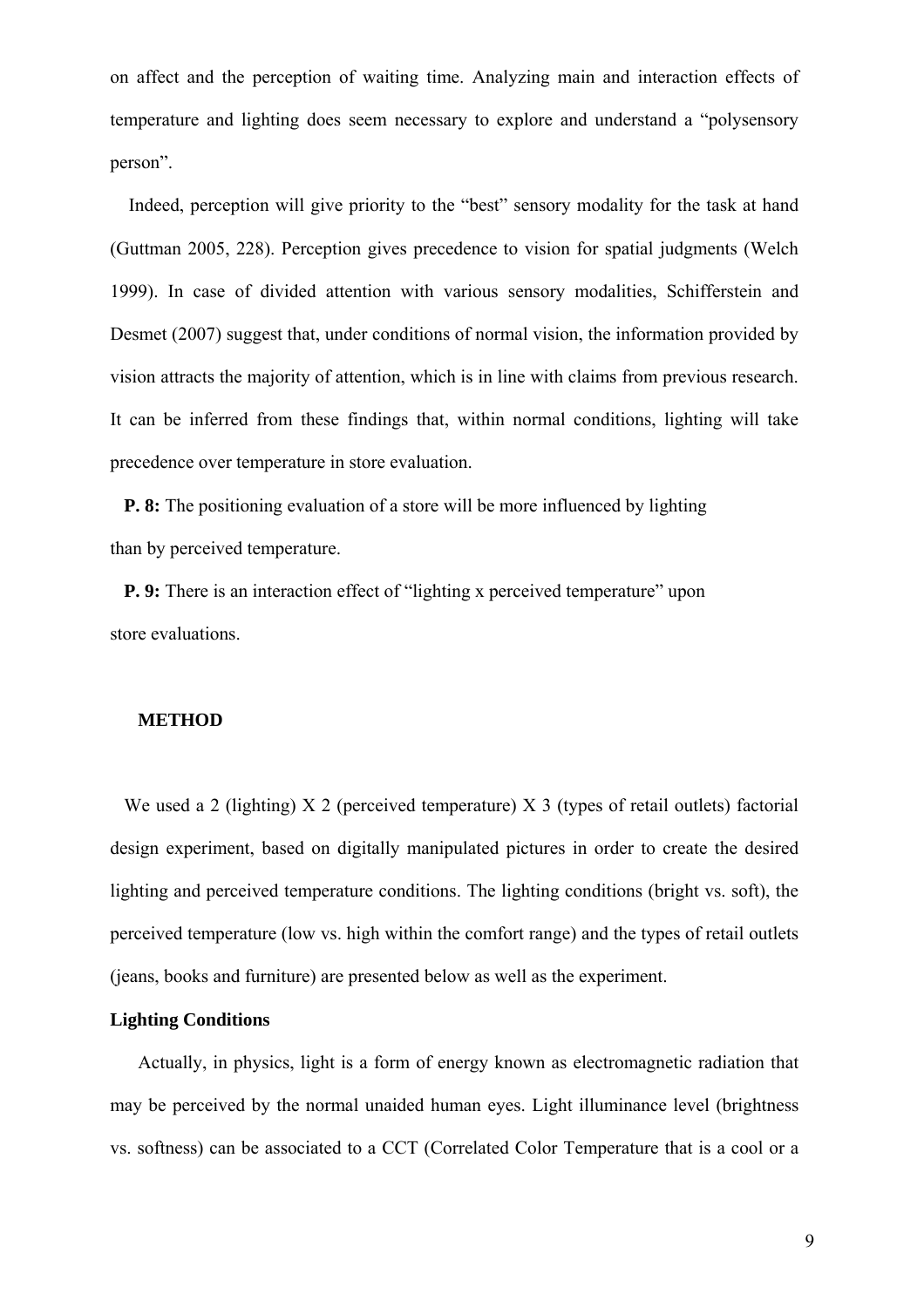on affect and the perception of waiting time. Analyzing main and interaction effects of temperature and lighting does seem necessary to explore and understand a "polysensory person".

Indeed, perception will give priority to the "best" sensory modality for the task at hand (Guttman 2005, 228). Perception gives precedence to vision for spatial judgments (Welch 1999). In case of divided attention with various sensory modalities, Schifferstein and Desmet (2007) suggest that, under conditions of normal vision, the information provided by vision attracts the majority of attention, which is in line with claims from previous research. It can be inferred from these findings that, within normal conditions, lighting will take precedence over temperature in store evaluation.

**P. 8:** The positioning evaluation of a store will be more influenced by lighting than by perceived temperature.

**P. 9:** There is an interaction effect of "lighting x perceived temperature" upon store evaluations.

## METHOD

We used a 2 (lighting) X 2 (perceived temperature) X 3 (types of retail outlets) factorial design experiment, based on digitally manipulated pictures in order to create the desired lighting and perceived temperature conditions. The lighting conditions (bright vs. soft), the perceived temperature (low vs. high within the comfort range) and the types of retail outlets (jeans, books and furniture) are presented below as well as the experiment.

### Lighting Conditions

Actually, in physics, light is a form of energy known as electromagnetic radiation that may be perceived by the normal unaided human eyes. Light illuminance level (brightness vs. softness) can be associated to a CCT (Correlated Color Temperature that is a cool or a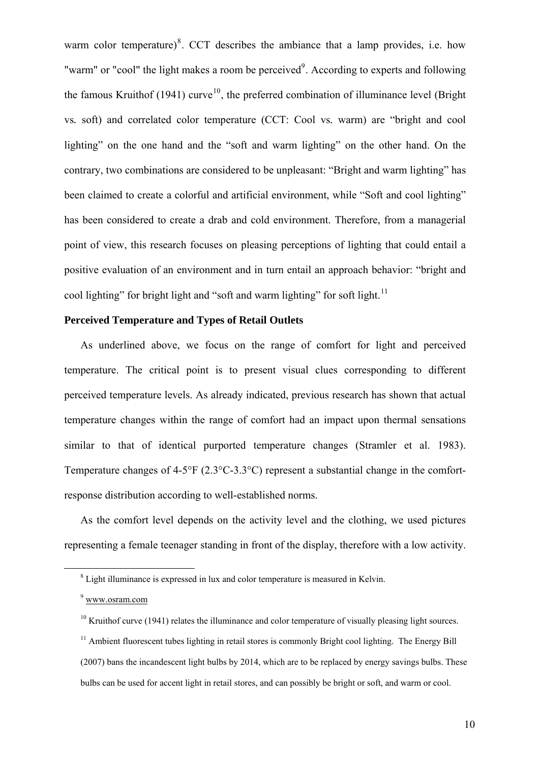warm color temperature)[8]. CCT describes the ambiance that a lamp provides, i.e. how "warm" or "cool" the light makes a room be perceived[9]. According to experts and following the famous Kruithof (1941) curve[10], the preferred combination of illuminance level (Bright vs. soft) and correlated color temperature (CCT: Cool vs. warm) are "bright and cool lighting" on the one hand and the "soft and warm lighting" on the other hand. On the contrary, two combinations are considered to be unpleasant: "Bright and warm lighting" has been claimed to create a colorful and artificial environment, while "Soft and cool lighting" has been considered to create a drab and cold environment. Therefore, from a managerial point of view, this research focuses on pleasing perceptions of lighting that could entail a positive evaluation of an environment and in turn entail an approach behavior: "bright and cool lighting" for bright light and "soft and warm lighting" for soft light.[11]

**Perceived Temperature and Types of Retail Outlets**

As underlined above, we focus on the range of comfort for light and perceived temperature. The critical point is to present visual clues corresponding to different perceived temperature levels. As already indicated, previous research has shown that actual temperature changes within the range of comfort had an impact upon thermal sensations similar to that of identical purported temperature changes (Stramler et al. 1983). Temperature changes of 4-5°F (2.3°C-3.3°C) represent a substantial change in the comfort-response distribution according to well-established norms.

As the comfort level depends on the activity level and the clothing, we used pictures representing a female teenager standing in front of the display, therefore with a low activity.

---

[8] Light illuminance is expressed in lux and color temperature is measured in Kelvin.

[9] www.osram.com

[10] Kruithof curve (1941) relates the illuminance and color temperature of visually pleasing light sources.

[11] Ambient fluorescent tubes lighting in retail stores is commonly Bright cool lighting. The Energy Bill (2007) bans the incandescent light bulbs by 2014, which are to be replaced by energy savings bulbs. These bulbs can be used for accent light in retail stores, and can possibly be bright or soft, and warm or cool.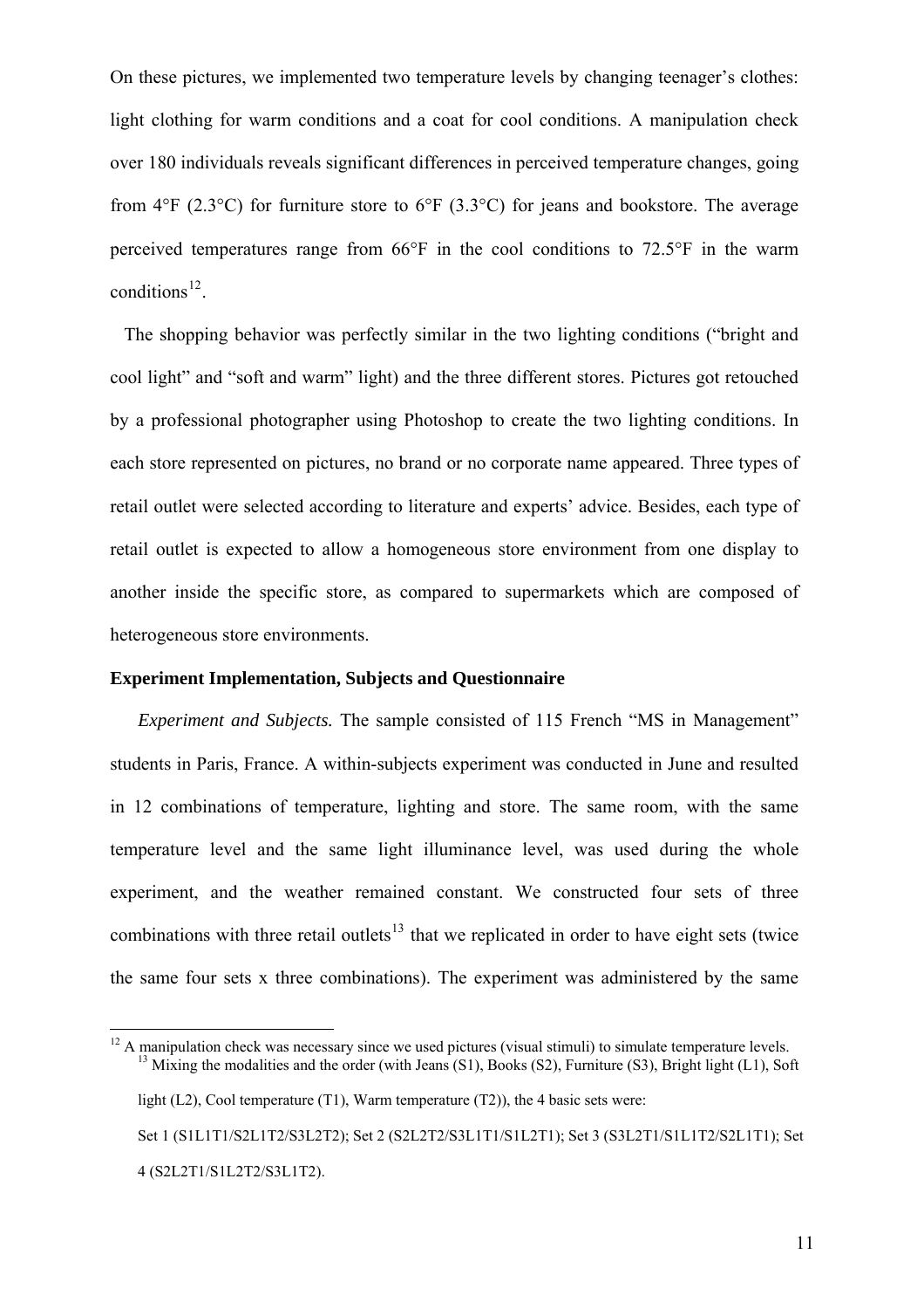On these pictures, we implemented two temperature levels by changing teenager's clothes: light clothing for warm conditions and a coat for cool conditions. A manipulation check over 180 individuals reveals significant differences in perceived temperature changes, going from 4°F (2.3°C) for furniture store to 6°F (3.3°C) for jeans and bookstore. The average perceived temperatures range from 66°F in the cool conditions to 72.5°F in the warm conditions[12].

The shopping behavior was perfectly similar in the two lighting conditions ("bright and cool light" and "soft and warm" light) and the three different stores. Pictures got retouched by a professional photographer using Photoshop to create the two lighting conditions. In each store represented on pictures, no brand or no corporate name appeared. Three types of retail outlet were selected according to literature and experts' advice. Besides, each type of retail outlet is expected to allow a homogeneous store environment from one display to another inside the specific store, as compared to supermarkets which are composed of heterogeneous store environments.

### Experiment Implementation, Subjects and Questionnaire

*Experiment and Subjects.* The sample consisted of 115 French "MS in Management" students in Paris, France. A within-subjects experiment was conducted in June and resulted in 12 combinations of temperature, lighting and store. The same room, with the same temperature level and the same light illuminance level, was used during the whole experiment, and the weather remained constant. We constructed four sets of three combinations with three retail outlets[13] that we replicated in order to have eight sets (twice the same four sets x three combinations). The experiment was administered by the same

---

[12] A manipulation check was necessary since we used pictures (visual stimuli) to simulate temperature levels.

[13] Mixing the modalities and the order (with Jeans (S1), Books (S2), Furniture (S3), Bright light (L1), Soft light (L2), Cool temperature (T1), Warm temperature (T2)), the 4 basic sets were: Set 1 (S1L1T1/S2L1T2/S3L2T2); Set 2 (S2L2T2/S3L1T1/S1L2T1); Set 3 (S3L2T1/S1L1T2/S2L1T1); Set 4 (S2L2T1/S1L2T2/S3L1T2).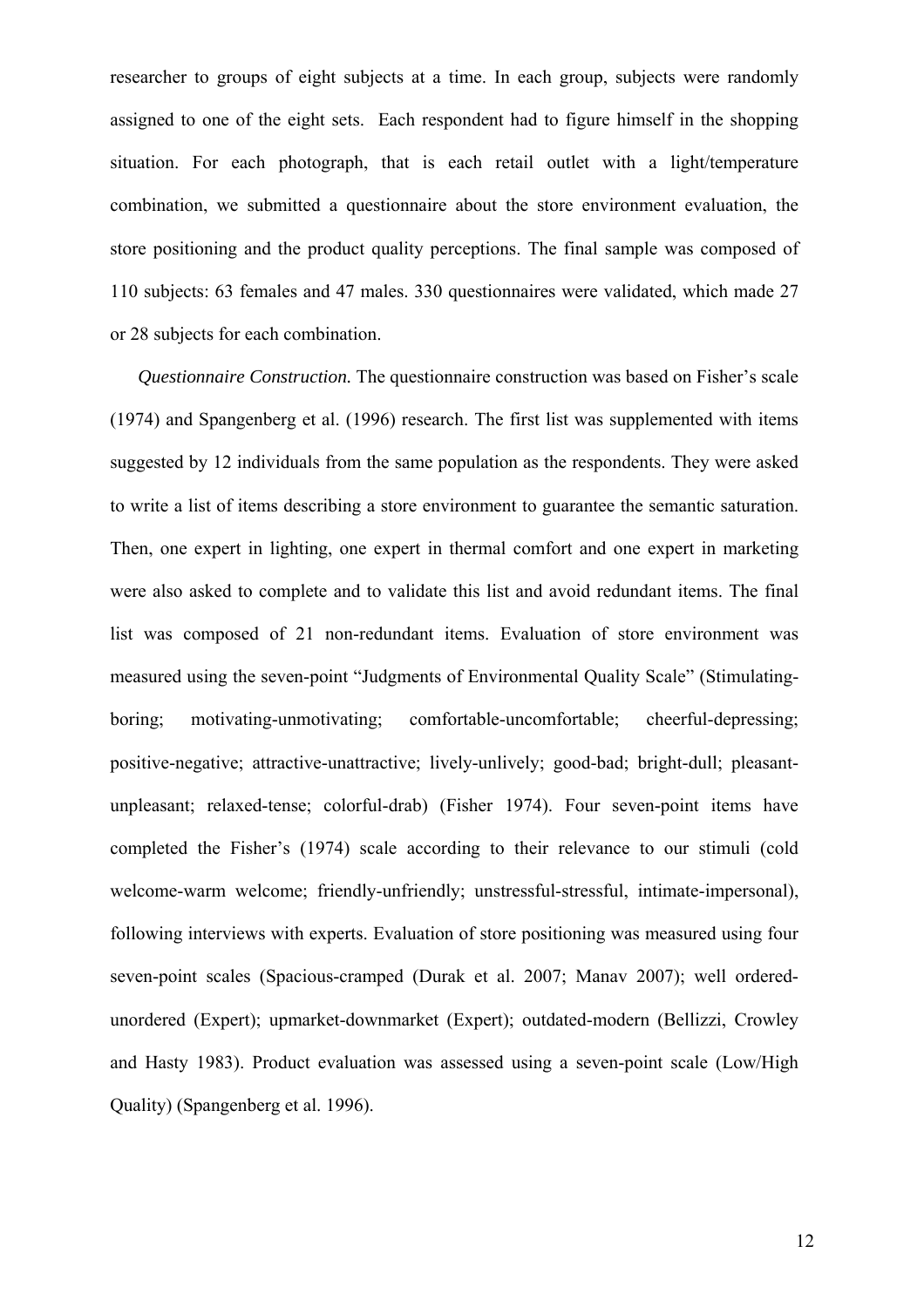researcher to groups of eight subjects at a time. In each group, subjects were randomly assigned to one of the eight sets. Each respondent had to figure himself in the shopping situation. For each photograph, that is each retail outlet with a light/temperature combination, we submitted a questionnaire about the store environment evaluation, the store positioning and the product quality perceptions. The final sample was composed of 110 subjects: 63 females and 47 males. 330 questionnaires were validated, which made 27 or 28 subjects for each combination.

*Questionnaire Construction.* The questionnaire construction was based on Fisher's scale (1974) and Spangenberg et al. (1996) research. The first list was supplemented with items suggested by 12 individuals from the same population as the respondents. They were asked to write a list of items describing a store environment to guarantee the semantic saturation. Then, one expert in lighting, one expert in thermal comfort and one expert in marketing were also asked to complete and to validate this list and avoid redundant items. The final list was composed of 21 non-redundant items. Evaluation of store environment was measured using the seven-point "Judgments of Environmental Quality Scale" (Stimulating-boring; motivating-unmotivating; comfortable-uncomfortable; cheerful-depressing; positive-negative; attractive-unattractive; lively-unlively; good-bad; bright-dull; pleasant-unpleasant; relaxed-tense; colorful-drab) (Fisher 1974). Four seven-point items have completed the Fisher's (1974) scale according to their relevance to our stimuli (cold welcome-warm welcome; friendly-unfriendly; unstressful-stressful, intimate-impersonal), following interviews with experts. Evaluation of store positioning was measured using four seven-point scales (Spacious-cramped (Durak et al. 2007; Manav 2007); well ordered-unordered (Expert); upmarket-downmarket (Expert); outdated-modern (Bellizzi, Crowley and Hasty 1983). Product evaluation was assessed using a seven-point scale (Low/High Quality) (Spangenberg et al. 1996).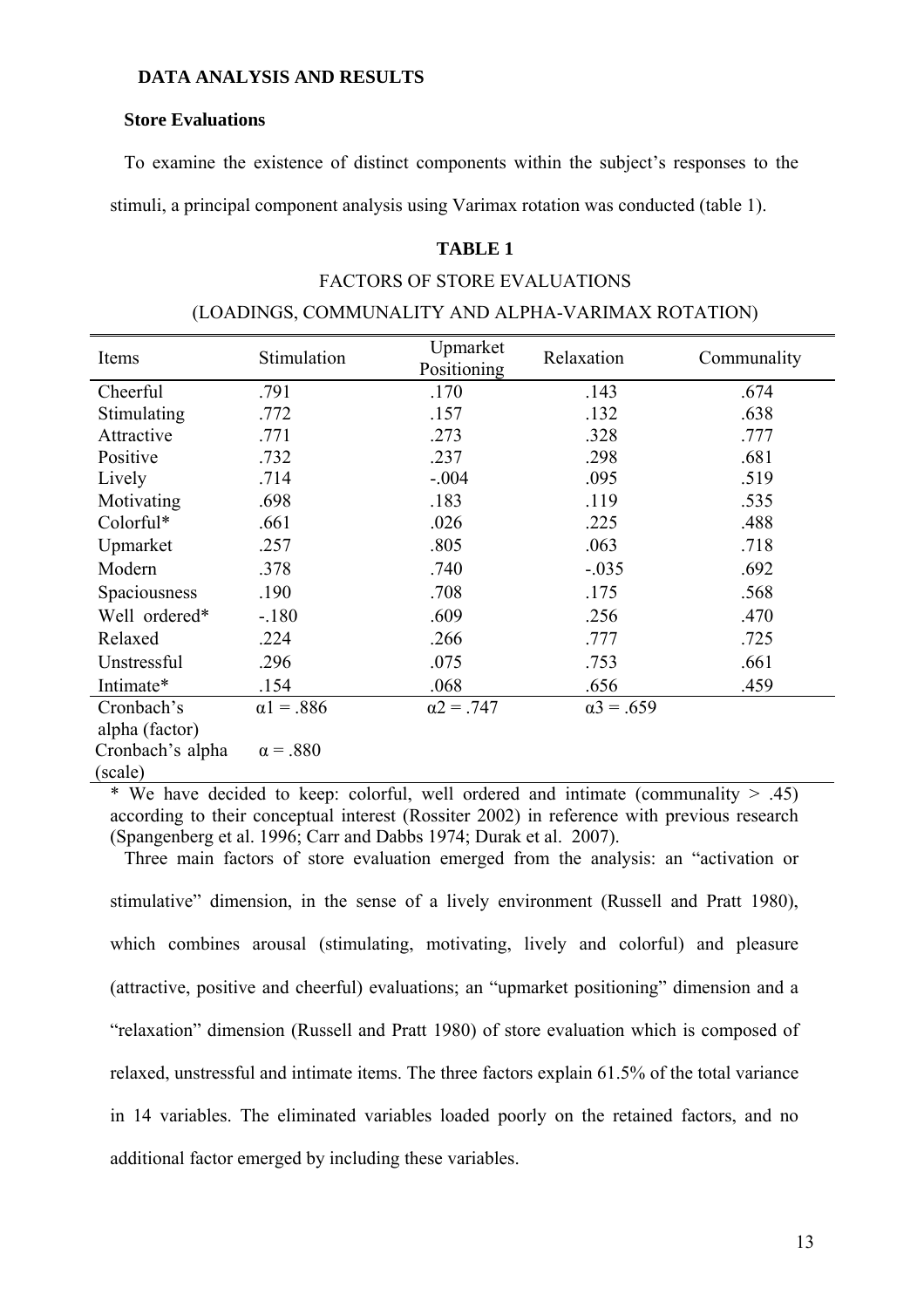## DATA ANALYSIS AND RESULTS

### Store Evaluations

To examine the existence of distinct components within the subject's responses to the stimuli, a principal component analysis using Varimax rotation was conducted (table 1).

**TABLE 1**

FACTORS OF STORE EVALUATIONS

(LOADINGS, COMMUNALITY AND ALPHA-VARIMAX ROTATION)

| Items | Stimulation | Upmarket Positioning | Relaxation | Communality |
|---|---|---|---|---|
| Cheerful | .791 | .170 | .143 | .674 |
| Stimulating | .772 | .157 | .132 | .638 |
| Attractive | .771 | .273 | .328 | .777 |
| Positive | .732 | .237 | .298 | .681 |
| Lively | .714 | -.004 | .095 | .519 |
| Motivating | .698 | .183 | .119 | .535 |
| Colorful* | .661 | .026 | .225 | .488 |
| Upmarket | .257 | .805 | .063 | .718 |
| Modern | .378 | .740 | -.035 | .692 |
| Spaciousness | .190 | .708 | .175 | .568 |
| Well ordered* | -.180 | .609 | .256 | .470 |
| Relaxed | .224 | .266 | .777 | .725 |
| Unstressful | .296 | .075 | .753 | .661 |
| Intimate* | .154 | .068 | .656 | .459 |
| Cronbach's alpha (factor) | $\alpha 1 = .886$ | $\alpha 2 = .747$ | $\alpha 3 = .659$ | |
| Cronbach's alpha (scale) | $\alpha = .880$ | | | |

\* We have decided to keep: colorful, well ordered and intimate (communality > .45) according to their conceptual interest (Rossiter 2002) in reference with previous research (Spangenberg et al. 1996; Carr and Dabbs 1974; Durak et al. 2007).

Three main factors of store evaluation emerged from the analysis: an "activation or stimulative" dimension, in the sense of a lively environment (Russell and Pratt 1980), which combines arousal (stimulating, motivating, lively and colorful) and pleasure (attractive, positive and cheerful) evaluations; an "upmarket positioning" dimension and a "relaxation" dimension (Russell and Pratt 1980) of store evaluation which is composed of relaxed, unstressful and intimate items. The three factors explain 61.5% of the total variance in 14 variables. The eliminated variables loaded poorly on the retained factors, and no additional factor emerged by including these variables.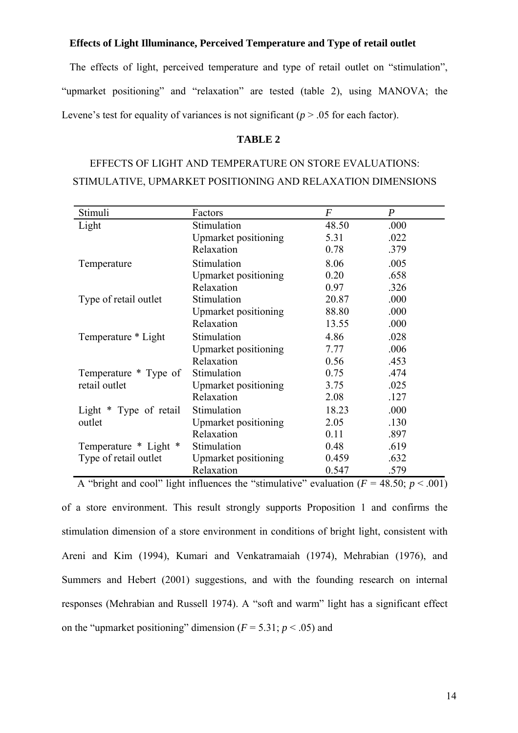**Effects of Light Illuminance, Perceived Temperature and Type of retail outlet**

The effects of light, perceived temperature and type of retail outlet on “stimulation”, “upmarket positioning” and “relaxation” are tested (table 2), using MANOVA; the Levene’s test for equality of variances is not significant ($p > .05$ for each factor).

**TABLE 2**

EFFECTS OF LIGHT AND TEMPERATURE ON STORE EVALUATIONS: STIMULATIVE, UPMARKET POSITIONING AND RELAXATION DIMENSIONS

| Stimuli | Factors | *F* | *P* |
|---|---|---|---|
| Light | Stimulation | 48.50 | .000 |
| | Upmarket positioning | 5.31 | .022 |
| | Relaxation | 0.78 | .379 |
| Temperature | Stimulation | 8.06 | .005 |
| | Upmarket positioning | 0.20 | .658 |
| | Relaxation | 0.97 | .326 |
| Type of retail outlet | Stimulation | 20.87 | .000 |
| | Upmarket positioning | 88.80 | .000 |
| | Relaxation | 13.55 | .000 |
| Temperature * Light | Stimulation | 4.86 | .028 |
| | Upmarket positioning | 7.77 | .006 |
| | Relaxation | 0.56 | .453 |
| Temperature * Type of retail outlet | Stimulation | 0.75 | .474 |
| | Upmarket positioning | 3.75 | .025 |
| | Relaxation | 2.08 | .127 |
| Light * Type of retail outlet | Stimulation | 18.23 | .000 |
| | Upmarket positioning | 2.05 | .130 |
| | Relaxation | 0.11 | .897 |
| Temperature * Light * Type of retail outlet | Stimulation | 0.48 | .619 |
| | Upmarket positioning | 0.459 | .632 |
| | Relaxation | 0.547 | .579 |

A “bright and cool” light influences the “stimulative” evaluation ($F = 48.50$; $p < .001$) of a store environment. This result strongly supports Proposition 1 and confirms the stimulation dimension of a store environment in conditions of bright light, consistent with Areni and Kim (1994), Kumari and Venkatramaiah (1974), Mehrabian (1976), and Summers and Hebert (2001) suggestions, and with the founding research on internal responses (Mehrabian and Russell 1974). A “soft and warm” light has a significant effect on the “upmarket positioning” dimension ($F = 5.31$; $p < .05$) and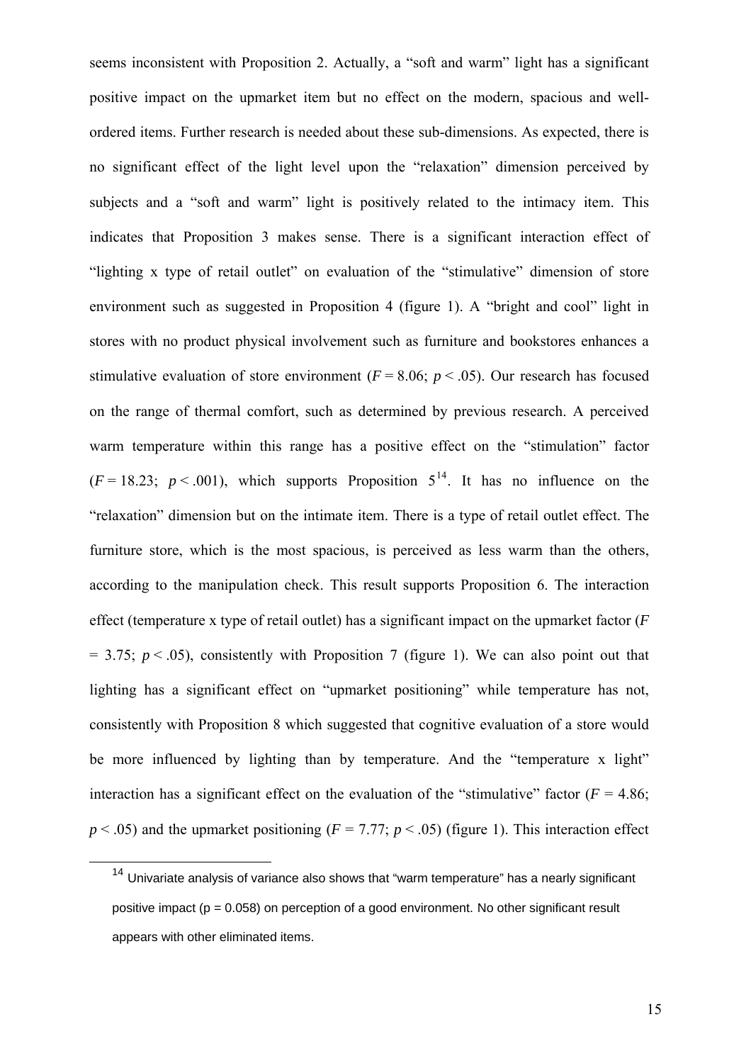seems inconsistent with Proposition 2. Actually, a "soft and warm" light has a significant positive impact on the upmarket item but no effect on the modern, spacious and well-ordered items. Further research is needed about these sub-dimensions. As expected, there is no significant effect of the light level upon the "relaxation" dimension perceived by subjects and a "soft and warm" light is positively related to the intimacy item. This indicates that Proposition 3 makes sense. There is a significant interaction effect of "lighting x type of retail outlet" on evaluation of the "stimulative" dimension of store environment such as suggested in Proposition 4 (figure 1). A "bright and cool" light in stores with no product physical involvement such as furniture and bookstores enhances a stimulative evaluation of store environment ($F = 8.06$; $p < .05$). Our research has focused on the range of thermal comfort, such as determined by previous research. A perceived warm temperature within this range has a positive effect on the "stimulation" factor ($F = 18.23$; $p < .001$), which supports Proposition 5[14]. It has no influence on the "relaxation" dimension but on the intimate item. There is a type of retail outlet effect. The furniture store, which is the most spacious, is perceived as less warm than the others, according to the manipulation check. This result supports Proposition 6. The interaction effect (temperature x type of retail outlet) has a significant impact on the upmarket factor ($F = 3.75$; $p < .05$), consistently with Proposition 7 (figure 1). We can also point out that lighting has a significant effect on "upmarket positioning" while temperature has not, consistently with Proposition 8 which suggested that cognitive evaluation of a store would be more influenced by lighting than by temperature. And the "temperature x light" interaction has a significant effect on the evaluation of the "stimulative" factor ($F = 4.86$; $p < .05$) and the upmarket positioning ($F = 7.77$; $p < .05$) (figure 1). This interaction effect

[14] Univariate analysis of variance also shows that "warm temperature" has a nearly significant positive impact ($p = 0.058$) on perception of a good environment. No other significant result appears with other eliminated items.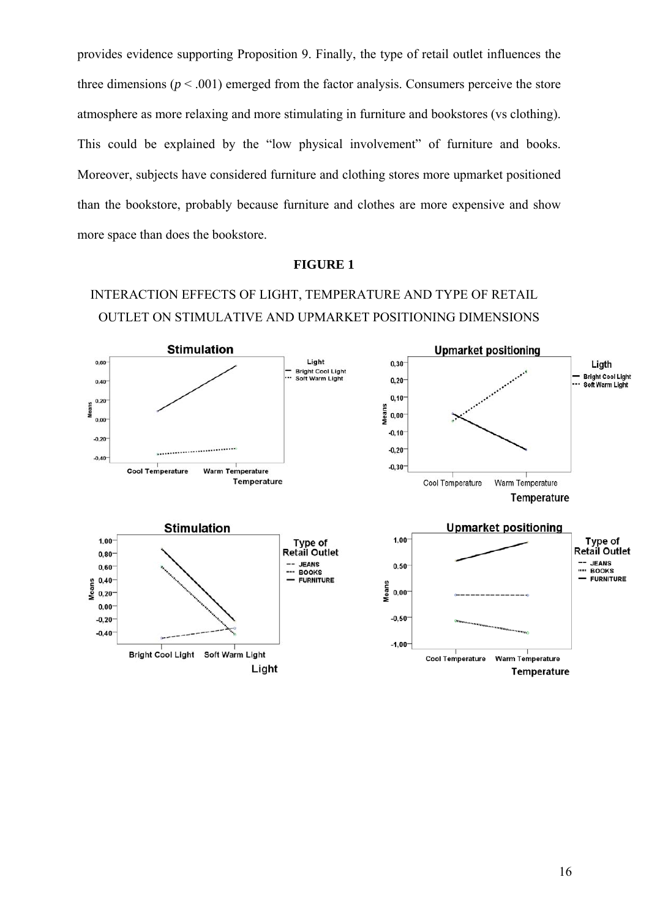provides evidence supporting Proposition 9. Finally, the type of retail outlet influences the three dimensions ($p < .001$) emerged from the factor analysis. Consumers perceive the store atmosphere as more relaxing and more stimulating in furniture and bookstores (vs clothing). This could be explained by the "low physical involvement" of furniture and books. Moreover, subjects have considered furniture and clothing stores more upmarket positioned than the bookstore, probably because furniture and clothes are more expensive and show more space than does the bookstore.

**FIGURE 1**

INTERACTION EFFECTS OF LIGHT, TEMPERATURE AND TYPE OF RETAIL OUTLET ON STIMULATIVE AND UPMARKET POSITIONING DIMENSIONS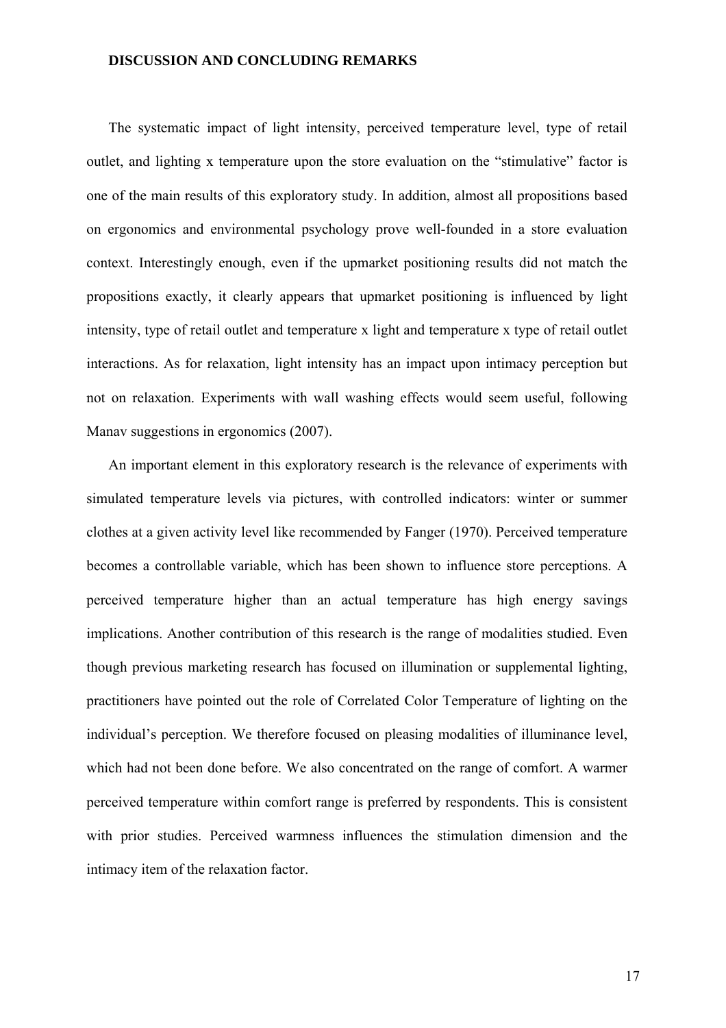## DISCUSSION AND CONCLUDING REMARKS

The systematic impact of light intensity, perceived temperature level, type of retail outlet, and lighting x temperature upon the store evaluation on the "stimulative" factor is one of the main results of this exploratory study. In addition, almost all propositions based on ergonomics and environmental psychology prove well-founded in a store evaluation context. Interestingly enough, even if the upmarket positioning results did not match the propositions exactly, it clearly appears that upmarket positioning is influenced by light intensity, type of retail outlet and temperature x light and temperature x type of retail outlet interactions. As for relaxation, light intensity has an impact upon intimacy perception but not on relaxation. Experiments with wall washing effects would seem useful, following Manav suggestions in ergonomics (2007).

An important element in this exploratory research is the relevance of experiments with simulated temperature levels via pictures, with controlled indicators: winter or summer clothes at a given activity level like recommended by Fanger (1970). Perceived temperature becomes a controllable variable, which has been shown to influence store perceptions. A perceived temperature higher than an actual temperature has high energy savings implications. Another contribution of this research is the range of modalities studied. Even though previous marketing research has focused on illumination or supplemental lighting, practitioners have pointed out the role of Correlated Color Temperature of lighting on the individual's perception. We therefore focused on pleasing modalities of illuminance level, which had not been done before. We also concentrated on the range of comfort. A warmer perceived temperature within comfort range is preferred by respondents. This is consistent with prior studies. Perceived warmness influences the stimulation dimension and the intimacy item of the relaxation factor.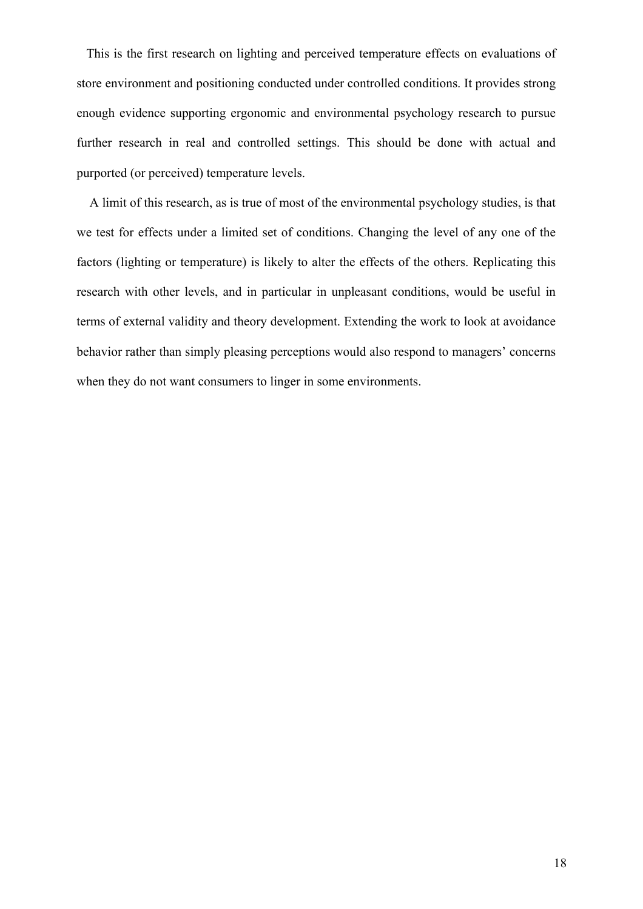This is the first research on lighting and perceived temperature effects on evaluations of store environment and positioning conducted under controlled conditions. It provides strong enough evidence supporting ergonomic and environmental psychology research to pursue further research in real and controlled settings. This should be done with actual and purported (or perceived) temperature levels.

A limit of this research, as is true of most of the environmental psychology studies, is that we test for effects under a limited set of conditions. Changing the level of any one of the factors (lighting or temperature) is likely to alter the effects of the others. Replicating this research with other levels, and in particular in unpleasant conditions, would be useful in terms of external validity and theory development. Extending the work to look at avoidance behavior rather than simply pleasing perceptions would also respond to managers' concerns when they do not want consumers to linger in some environments.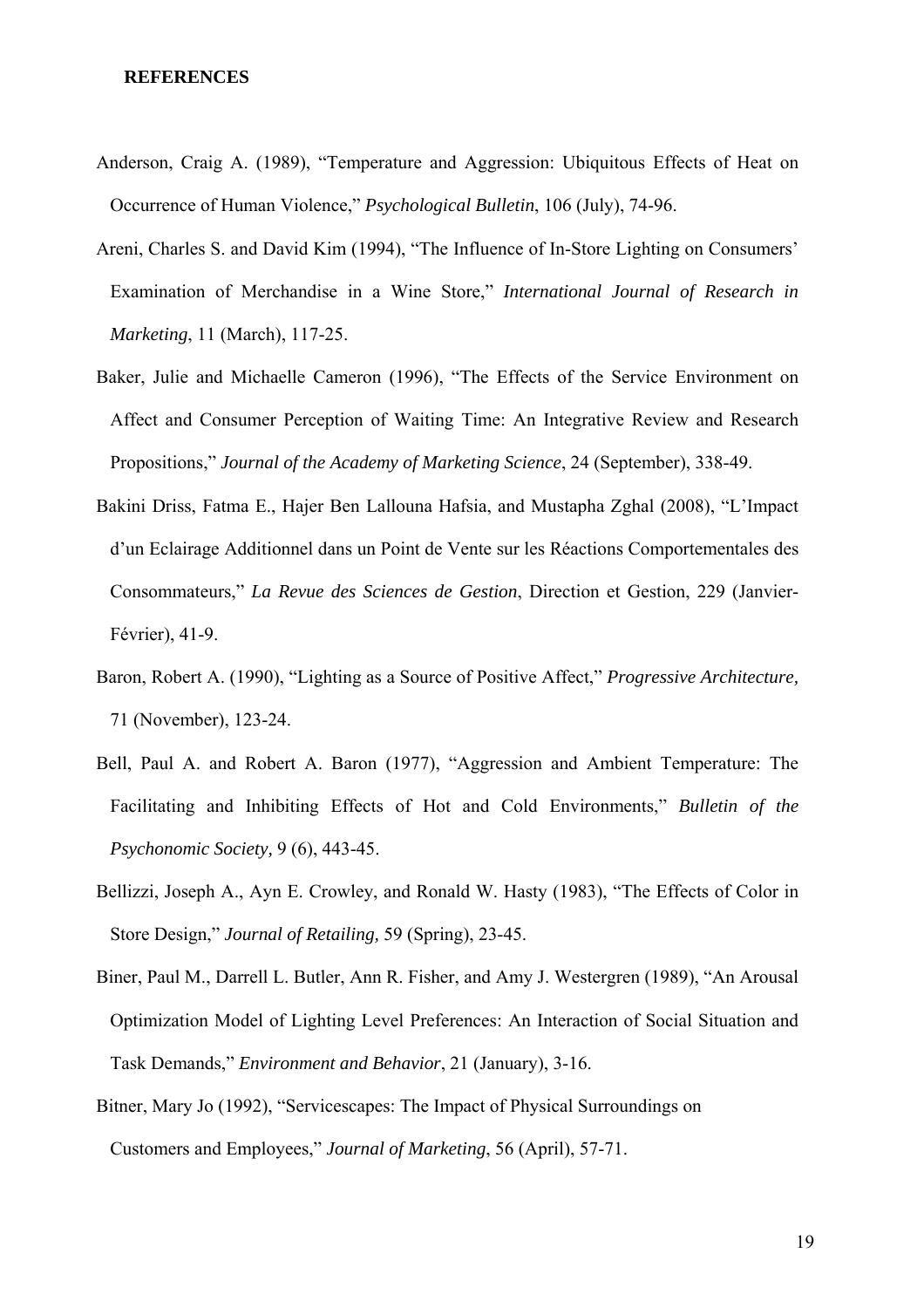**REFERENCES**

Anderson, Craig A. (1989), "Temperature and Aggression: Ubiquitous Effects of Heat on Occurrence of Human Violence," *Psychological Bulletin*, 106 (July), 74-96.

Areni, Charles S. and David Kim (1994), "The Influence of In-Store Lighting on Consumers' Examination of Merchandise in a Wine Store," *International Journal of Research in Marketing*, 11 (March), 117-25.

Baker, Julie and Michaelle Cameron (1996), "The Effects of the Service Environment on Affect and Consumer Perception of Waiting Time: An Integrative Review and Research Propositions," *Journal of the Academy of Marketing Science*, 24 (September), 338-49.

Bakini Driss, Fatma E., Hajer Ben Lallouna Hafsia, and Mustapha Zghal (2008), "L'Impact d'un Eclairage Additionnel dans un Point de Vente sur les Réactions Comportementales des Consommateurs," *La Revue des Sciences de Gestion*, Direction et Gestion, 229 (Janvier-Février), 41-9.

Baron, Robert A. (1990), "Lighting as a Source of Positive Affect," *Progressive Architecture,* 71 (November), 123-24.

Bell, Paul A. and Robert A. Baron (1977), "Aggression and Ambient Temperature: The Facilitating and Inhibiting Effects of Hot and Cold Environments," *Bulletin of the Psychonomic Society,* 9 (6), 443-45.

Bellizzi, Joseph A., Ayn E. Crowley, and Ronald W. Hasty (1983), "The Effects of Color in Store Design," *Journal of Retailing,* 59 (Spring), 23-45.

Biner, Paul M., Darrell L. Butler, Ann R. Fisher, and Amy J. Westergren (1989), "An Arousal Optimization Model of Lighting Level Preferences: An Interaction of Social Situation and Task Demands," *Environment and Behavior*, 21 (January), 3-16.

Bitner, Mary Jo (1992), "Servicescapes: The Impact of Physical Surroundings on Customers and Employees," *Journal of Marketing*, 56 (April), 57-71.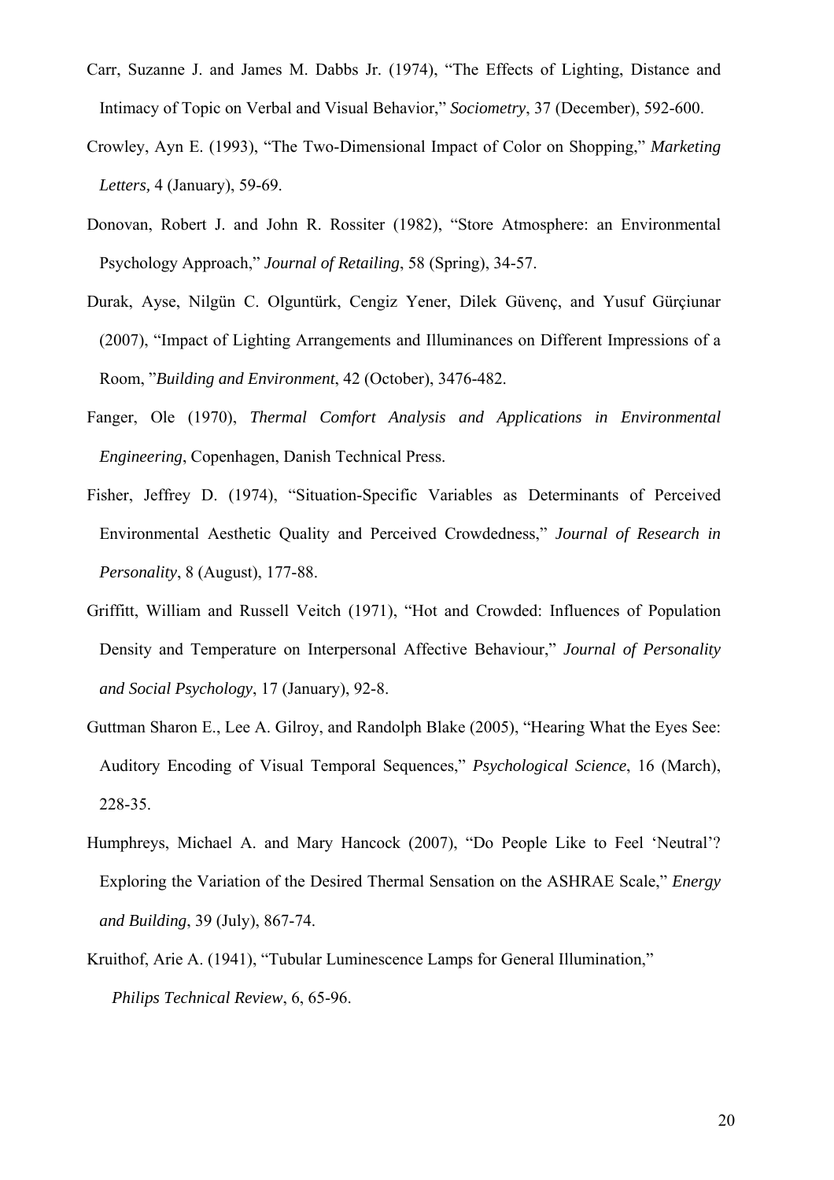Carr, Suzanne J. and James M. Dabbs Jr. (1974), "The Effects of Lighting, Distance and Intimacy of Topic on Verbal and Visual Behavior," *Sociometry*, 37 (December), 592-600.

Crowley, Ayn E. (1993), "The Two-Dimensional Impact of Color on Shopping," *Marketing Letters,* 4 (January), 59-69.

Donovan, Robert J. and John R. Rossiter (1982), "Store Atmosphere: an Environmental Psychology Approach," *Journal of Retailing*, 58 (Spring), 34-57.

Durak, Ayse, Nilgün C. Olguntürk, Cengiz Yener, Dilek Güvenç, and Yusuf Gürçiunar (2007), "Impact of Lighting Arrangements and Illuminances on Different Impressions of a Room, "*Building and Environment*, 42 (October), 3476-482.

Fanger, Ole (1970), *Thermal Comfort Analysis and Applications in Environmental Engineering*, Copenhagen, Danish Technical Press.

Fisher, Jeffrey D. (1974), "Situation-Specific Variables as Determinants of Perceived Environmental Aesthetic Quality and Perceived Crowdedness," *Journal of Research in Personality*, 8 (August), 177-88.

Griffitt, William and Russell Veitch (1971), "Hot and Crowded: Influences of Population Density and Temperature on Interpersonal Affective Behaviour," *Journal of Personality and Social Psychology*, 17 (January), 92-8.

Guttman Sharon E., Lee A. Gilroy, and Randolph Blake (2005), "Hearing What the Eyes See: Auditory Encoding of Visual Temporal Sequences," *Psychological Science*, 16 (March), 228-35.

Humphreys, Michael A. and Mary Hancock (2007), "Do People Like to Feel 'Neutral'? Exploring the Variation of the Desired Thermal Sensation on the ASHRAE Scale," *Energy and Building*, 39 (July), 867-74.

Kruithof, Arie A. (1941), "Tubular Luminescence Lamps for General Illumination," *Philips Technical Review*, 6, 65-96.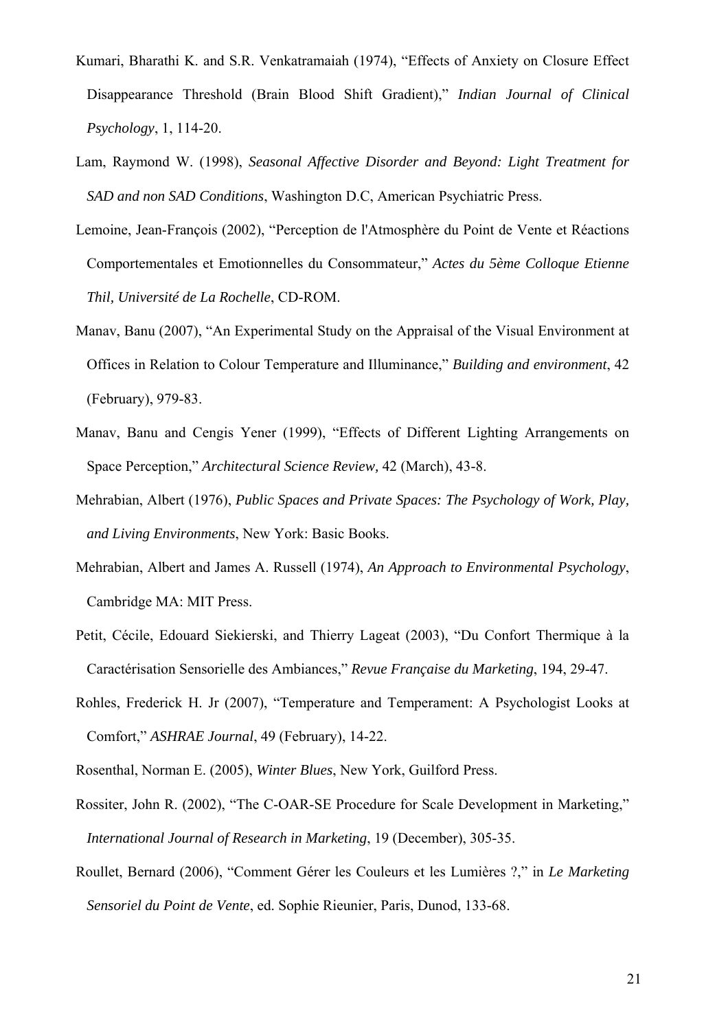Kumari, Bharathi K. and S.R. Venkatramaiah (1974), "Effects of Anxiety on Closure Effect Disappearance Threshold (Brain Blood Shift Gradient)," *Indian Journal of Clinical Psychology*, 1, 114-20.

Lam, Raymond W. (1998), *Seasonal Affective Disorder and Beyond: Light Treatment for SAD and non SAD Conditions*, Washington D.C, American Psychiatric Press.

Lemoine, Jean-François (2002), "Perception de l'Atmosphère du Point de Vente et Réactions Comportementales et Emotionnelles du Consommateur," *Actes du 5ème Colloque Etienne Thil, Université de La Rochelle*, CD-ROM.

Manav, Banu (2007), "An Experimental Study on the Appraisal of the Visual Environment at Offices in Relation to Colour Temperature and Illuminance," *Building and environment*, 42 (February), 979-83.

Manav, Banu and Cengis Yener (1999), "Effects of Different Lighting Arrangements on Space Perception," *Architectural Science Review,* 42 (March), 43-8.

Mehrabian, Albert (1976), *Public Spaces and Private Spaces: The Psychology of Work, Play, and Living Environments*, New York: Basic Books.

Mehrabian, Albert and James A. Russell (1974), *An Approach to Environmental Psychology*, Cambridge MA: MIT Press.

Petit, Cécile, Edouard Siekierski, and Thierry Lageat (2003), "Du Confort Thermique à la Caractérisation Sensorielle des Ambiances," *Revue Française du Marketing*, 194, 29-47.

Rohles, Frederick H. Jr (2007), "Temperature and Temperament: A Psychologist Looks at Comfort," *ASHRAE Journal*, 49 (February), 14-22.

Rosenthal, Norman E. (2005), *Winter Blues*, New York, Guilford Press.

Rossiter, John R. (2002), "The C-OAR-SE Procedure for Scale Development in Marketing," *International Journal of Research in Marketing*, 19 (December), 305-35.

Roullet, Bernard (2006), "Comment Gérer les Couleurs et les Lumières ?," in *Le Marketing Sensoriel du Point de Vente*, ed. Sophie Rieunier, Paris, Dunod, 133-68.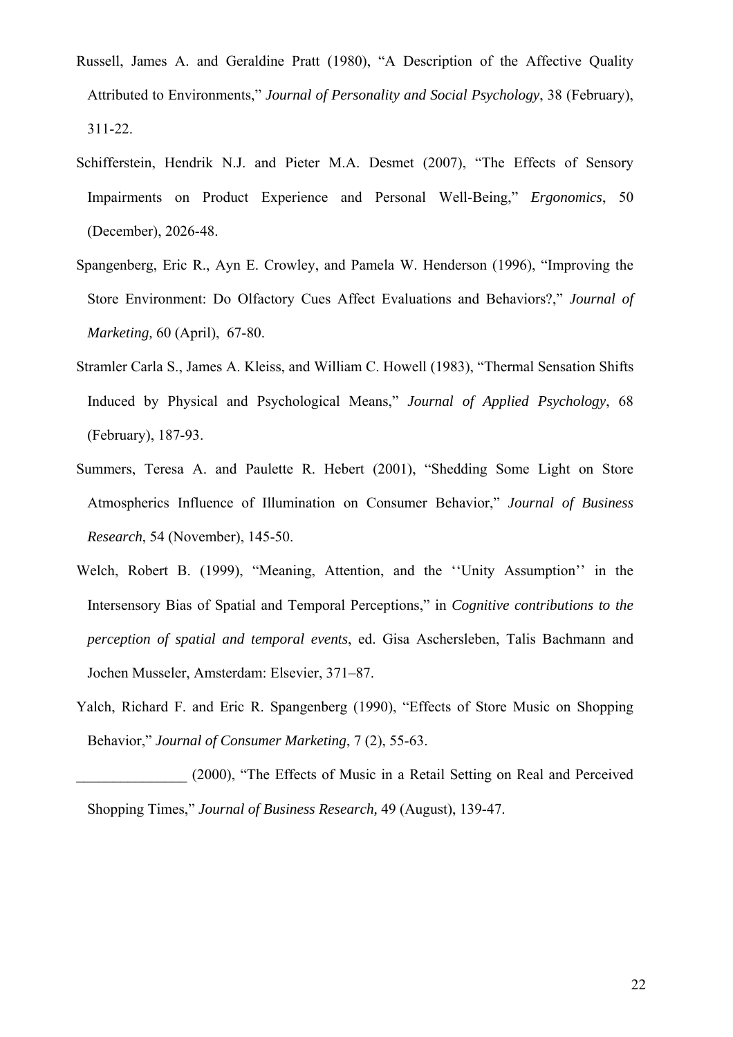Russell, James A. and Geraldine Pratt (1980), “A Description of the Affective Quality Attributed to Environments,” *Journal of Personality and Social Psychology*, 38 (February), 311-22.

Schifferstein, Hendrik N.J. and Pieter M.A. Desmet (2007), “The Effects of Sensory Impairments on Product Experience and Personal Well-Being,” *Ergonomics*, 50 (December), 2026-48.

Spangenberg, Eric R., Ayn E. Crowley, and Pamela W. Henderson (1996), “Improving the Store Environment: Do Olfactory Cues Affect Evaluations and Behaviors?,” *Journal of Marketing,* 60 (April), 67-80.

Stramler Carla S., James A. Kleiss, and William C. Howell (1983), “Thermal Sensation Shifts Induced by Physical and Psychological Means,” *Journal of Applied Psychology*, 68 (February), 187-93.

Summers, Teresa A. and Paulette R. Hebert (2001), “Shedding Some Light on Store Atmospherics Influence of Illumination on Consumer Behavior,” *Journal of Business Research*, 54 (November), 145-50.

Welch, Robert B. (1999), “Meaning, Attention, and the ‘‘Unity Assumption’’ in the Intersensory Bias of Spatial and Temporal Perceptions,” in *Cognitive contributions to the perception of spatial and temporal events*, ed. Gisa Aschersleben, Talis Bachmann and Jochen Musseler, Amsterdam: Elsevier, 371–87.

Yalch, Richard F. and Eric R. Spangenberg (1990), “Effects of Store Music on Shopping Behavior,” *Journal of Consumer Marketing*, 7 (2), 55-63.

_______________ (2000), “The Effects of Music in a Retail Setting on Real and Perceived Shopping Times,” *Journal of Business Research,* 49 (August), 139-47.